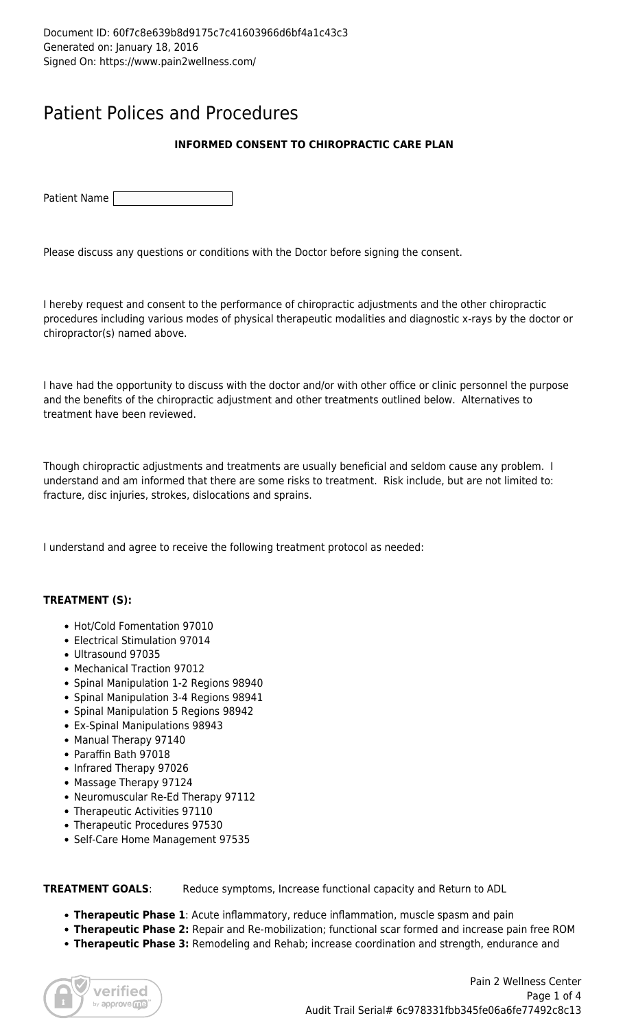Document ID: 60f7c8e639b8d9175c7c41603966d6bf4a1c43c3
Generated on: January 18, 2016
Signed On: https://www.pain2wellness.com/

# Patient Polices and Procedures

**INFORMED CONSENT TO CHIROPRACTIC CARE PLAN**

Patient Name

Please discuss any questions or conditions with the Doctor before signing the consent.

I hereby request and consent to the performance of chiropractic adjustments and the other chiropractic procedures including various modes of physical therapeutic modalities and diagnostic x-rays by the doctor or chiropractor(s) named above.

I have had the opportunity to discuss with the doctor and/or with other office or clinic personnel the purpose and the benefits of the chiropractic adjustment and other treatments outlined below. Alternatives to treatment have been reviewed.

Though chiropractic adjustments and treatments are usually beneficial and seldom cause any problem. I understand and am informed that there are some risks to treatment. Risk include, but are not limited to: fracture, disc injuries, strokes, dislocations and sprains.

I understand and agree to receive the following treatment protocol as needed:

**TREATMENT (S):**

- Hot/Cold Fomentation 97010
- Electrical Stimulation 97014
- Ultrasound 97035
- Mechanical Traction 97012
- Spinal Manipulation 1-2 Regions 98940
- Spinal Manipulation 3-4 Regions 98941
- Spinal Manipulation 5 Regions 98942
- Ex-Spinal Manipulations 98943
- Manual Therapy 97140
- Paraffin Bath 97018
- Infrared Therapy 97026
- Massage Therapy 97124
- Neuromuscular Re-Ed Therapy 97112
- Therapeutic Activities 97110
- Therapeutic Procedures 97530
- Self-Care Home Management 97535

**TREATMENT GOALS**: Reduce symptoms, Increase functional capacity and Return to ADL

- **Therapeutic Phase 1**: Acute inflammatory, reduce inflammation, muscle spasm and pain
- **Therapeutic Phase 2:** Repair and Re-mobilization; functional scar formed and increase pain free ROM
- **Therapeutic Phase 3:** Remodeling and Rehab; increase coordination and strength, endurance and

Pain 2 Wellness Center

Audit Trail Serial# 6c978331fbb345fe06a6fe77492c8c13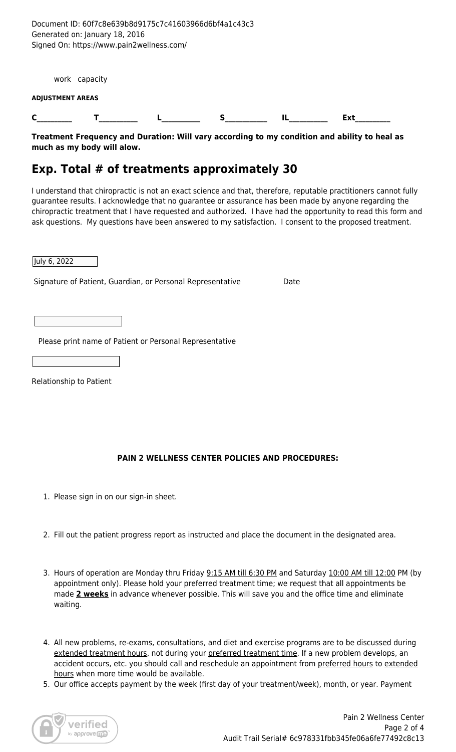Document ID: 60f7c8e639b8d9175c7c41603966d6bf4a1c43c3
Generated on: January 18, 2016
Signed On: https://www.pain2wellness.com/

work capacity

**ADJUSTMENT AREAS**

**C_________ T__________ L__________ S___________ IL__________ Ext_________**

**Treatment Frequency and Duration: Will vary according to my condition and ability to heal as much as my body will alow.**

## Exp. Total # of treatments approximately 30

I understand that chiropractic is not an exact science and that, therefore, reputable practitioners cannot fully guarantee results. I acknowledge that no guarantee or assurance has been made by anyone regarding the chiropractic treatment that I have requested and authorized. I have had the opportunity to read this form and ask questions. My questions have been answered to my satisfaction. I consent to the proposed treatment.

July 6, 2022

Signature of Patient, Guardian, or Personal Representative Date

Please print name of Patient or Personal Representative

Relationship to Patient

**PAIN 2 WELLNESS CENTER POLICIES AND PROCEDURES:**

1. Please sign in on our sign-in sheet.
2. Fill out the patient progress report as instructed and place the document in the designated area.
3. Hours of operation are Monday thru Friday 9:15 AM till 6:30 PM and Saturday 10:00 AM till 12:00 PM (by appointment only). Please hold your preferred treatment time; we request that all appointments be made **2 weeks** in advance whenever possible. This will save you and the office time and eliminate waiting.
4. All new problems, re-exams, consultations, and diet and exercise programs are to be discussed during extended treatment hours, not during your preferred treatment time. If a new problem develops, an accident occurs, etc. you should call and reschedule an appointment from preferred hours to extended hours when more time would be available.
5. Our office accepts payment by the week (first day of your treatment/week), month, or year. Payment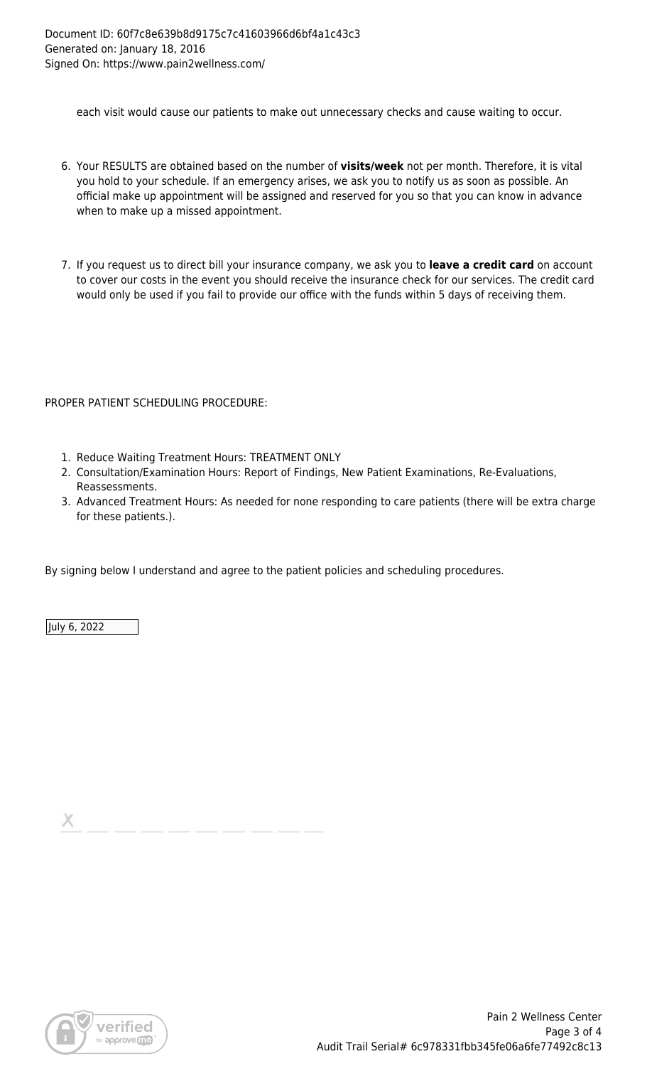each visit would cause our patients to make out unnecessary checks and cause waiting to occur.

6. Your RESULTS are obtained based on the number of **visits/week** not per month. Therefore, it is vital you hold to your schedule. If an emergency arises, we ask you to notify us as soon as possible. An official make up appointment will be assigned and reserved for you so that you can know in advance when to make up a missed appointment.

7. If you request us to direct bill your insurance company, we ask you to **leave a credit card** on account to cover our costs in the event you should receive the insurance check for our services. The credit card would only be used if you fail to provide our office with the funds within 5 days of receiving them.

PROPER PATIENT SCHEDULING PROCEDURE:

1. Reduce Waiting Treatment Hours: TREATMENT ONLY
2. Consultation/Examination Hours: Report of Findings, New Patient Examinations, Re-Evaluations, Reassessments.
3. Advanced Treatment Hours: As needed for none responding to care patients (there will be extra charge for these patients.).

By signing below I understand and agree to the patient policies and scheduling procedures.

July 6, 2022

X \_\_\_\_\_\_\_\_\_\_\_\_\_\_\_\_\_\_\_\_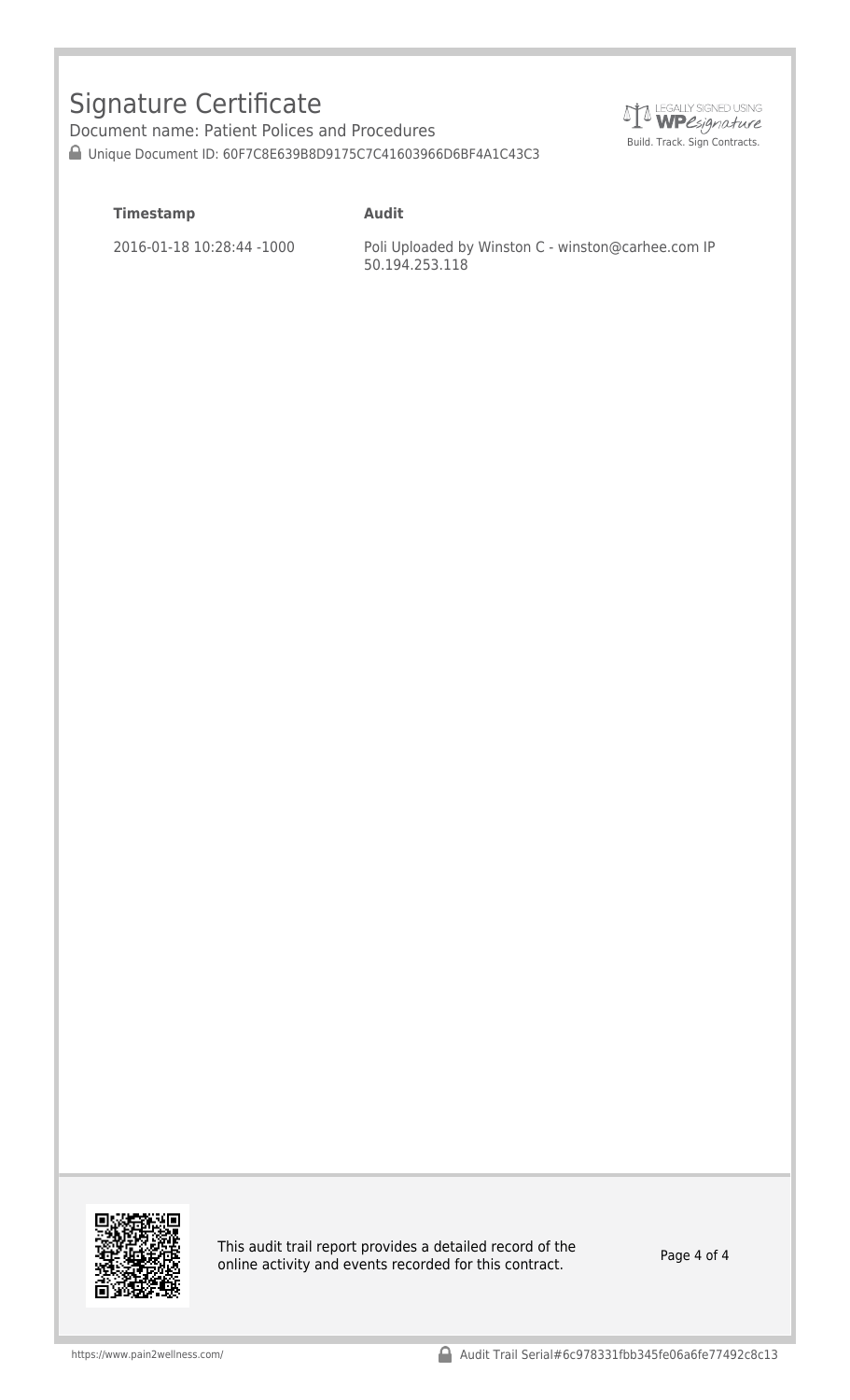# Signature Certificate

Document name: Patient Polices and Procedures

Unique Document ID: 60F7C8E639B8D9175C7C41603966D6BF4A1C43C3

LEGALLY SIGNED USING WPesignature
Build. Track. Sign Contracts.

| Timestamp | Audit |
| --- | --- |
| 2016-01-18 10:28:44 -1000 | Poli Uploaded by Winston C - winston@carhee.com IP 50.194.253.118 |

This audit trail report provides a detailed record of the online activity and events recorded for this contract.

https://www.pain2wellness.com/

Audit Trail Serial#6c978331fbb345fe06a6fe77492c8c13